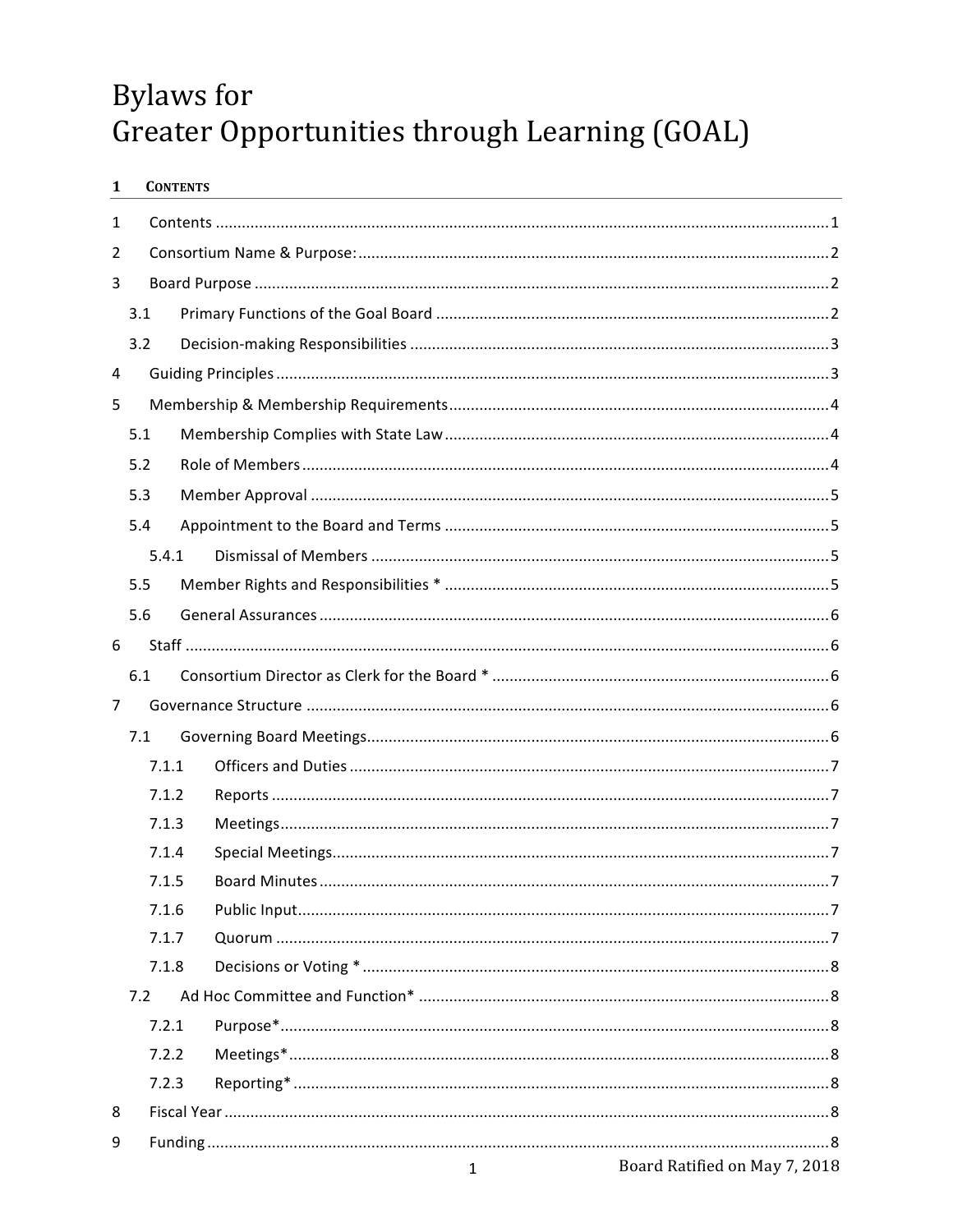# Bylaws for Greater Opportunities through Learning (GOAL)

## 1 Contents

- 1 Contents ..... 1
- 2 Consortium Name & Purpose: ..... 2
- 3 Board Purpose ..... 2
  - 3.1 Primary Functions of the Goal Board ..... 2
  - 3.2 Decision-making Responsibilities ..... 3
- 4 Guiding Principles ..... 3
- 5 Membership & Membership Requirements ..... 4
  - 5.1 Membership Complies with State Law ..... 4
  - 5.2 Role of Members ..... 4
  - 5.3 Member Approval ..... 5
  - 5.4 Appointment to the Board and Terms ..... 5
    - 5.4.1 Dismissal of Members ..... 5
  - 5.5 Member Rights and Responsibilities * ..... 5
  - 5.6 General Assurances ..... 6
- 6 Staff ..... 6
  - 6.1 Consortium Director as Clerk for the Board * ..... 6
- 7 Governance Structure ..... 6
  - 7.1 Governing Board Meetings ..... 6
    - 7.1.1 Officers and Duties ..... 7
    - 7.1.2 Reports ..... 7
    - 7.1.3 Meetings ..... 7
    - 7.1.4 Special Meetings ..... 7
    - 7.1.5 Board Minutes ..... 7
    - 7.1.6 Public Input ..... 7
    - 7.1.7 Quorum ..... 7
    - 7.1.8 Decisions or Voting * ..... 8
  - 7.2 Ad Hoc Committee and Function* ..... 8
    - 7.2.1 Purpose* ..... 8
    - 7.2.2 Meetings* ..... 8
    - 7.2.3 Reporting* ..... 8
- 8 Fiscal Year ..... 8
- 9 Funding ..... 8

Board Ratified on May 7, 2018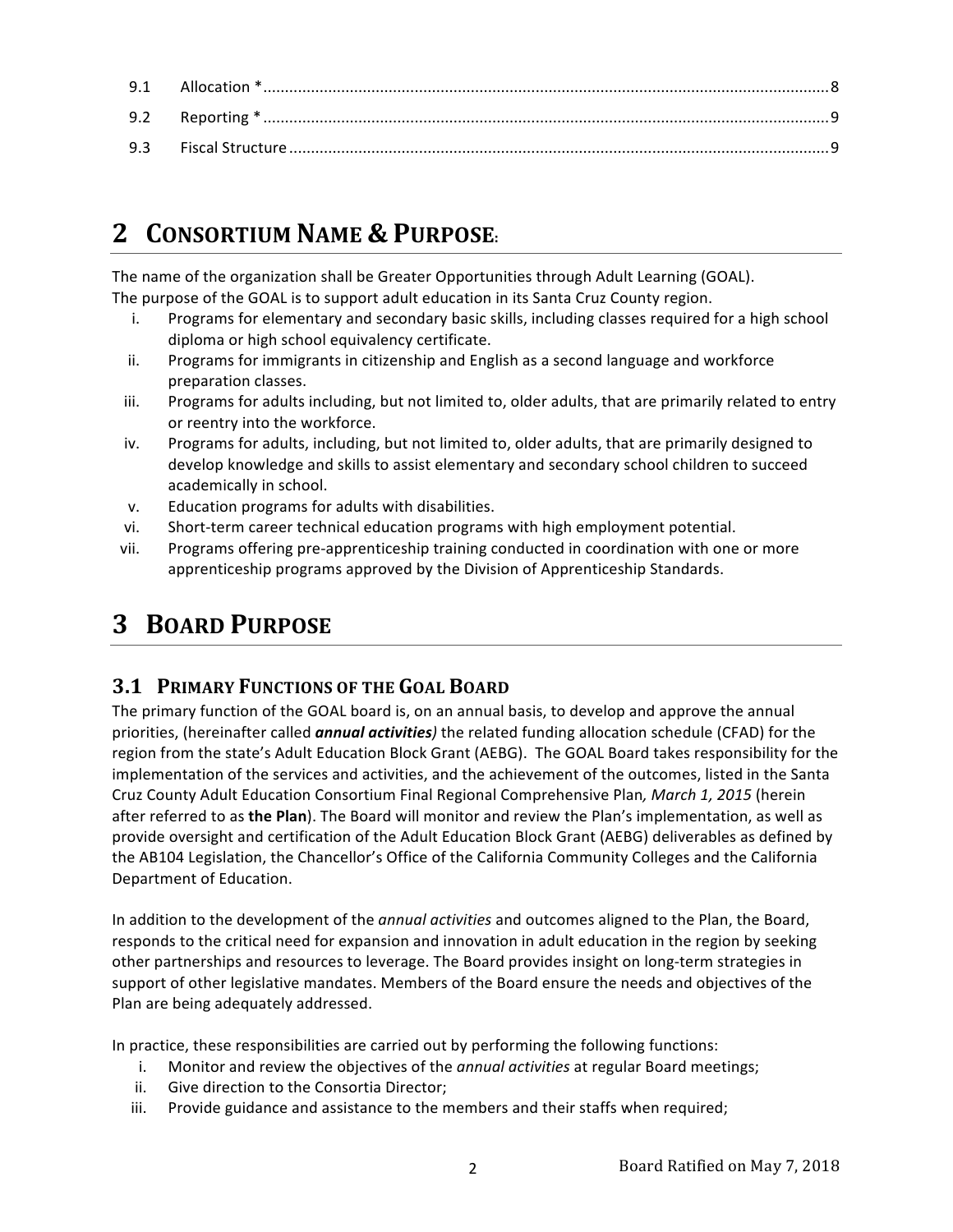| | | |
|---|---|---|
| 9.1 | Allocation * | 8 |
| 9.2 | Reporting * | 9 |
| 9.3 | Fiscal Structure | 9 |

# 2 Consortium Name & Purpose:

The name of the organization shall be Greater Opportunities through Adult Learning (GOAL).
The purpose of the GOAL is to support adult education in its Santa Cruz County region.

i. Programs for elementary and secondary basic skills, including classes required for a high school diploma or high school equivalency certificate.
ii. Programs for immigrants in citizenship and English as a second language and workforce preparation classes.
iii. Programs for adults including, but not limited to, older adults, that are primarily related to entry or reentry into the workforce.
iv. Programs for adults, including, but not limited to, older adults, that are primarily designed to develop knowledge and skills to assist elementary and secondary school children to succeed academically in school.
v. Education programs for adults with disabilities.
vi. Short-term career technical education programs with high employment potential.
vii. Programs offering pre-apprenticeship training conducted in coordination with one or more apprenticeship programs approved by the Division of Apprenticeship Standards.

# 3 Board Purpose

## 3.1 Primary Functions of the GOAL Board

The primary function of the GOAL board is, on an annual basis, to develop and approve the annual priorities, (hereinafter called ***annual activities)*** the related funding allocation schedule (CFAD) for the region from the state's Adult Education Block Grant (AEBG). The GOAL Board takes responsibility for the implementation of the services and activities, and the achievement of the outcomes, listed in the Santa Cruz County Adult Education Consortium Final Regional Comprehensive Plan*, March 1, 2015* (herein after referred to as **the Plan**). The Board will monitor and review the Plan's implementation, as well as provide oversight and certification of the Adult Education Block Grant (AEBG) deliverables as defined by the AB104 Legislation, the Chancellor's Office of the California Community Colleges and the California Department of Education.

In addition to the development of the *annual activities* and outcomes aligned to the Plan, the Board, responds to the critical need for expansion and innovation in adult education in the region by seeking other partnerships and resources to leverage. The Board provides insight on long-term strategies in support of other legislative mandates. Members of the Board ensure the needs and objectives of the Plan are being adequately addressed.

In practice, these responsibilities are carried out by performing the following functions:

i. Monitor and review the objectives of the *annual activities* at regular Board meetings;
ii. Give direction to the Consortia Director;
iii. Provide guidance and assistance to the members and their staffs when required;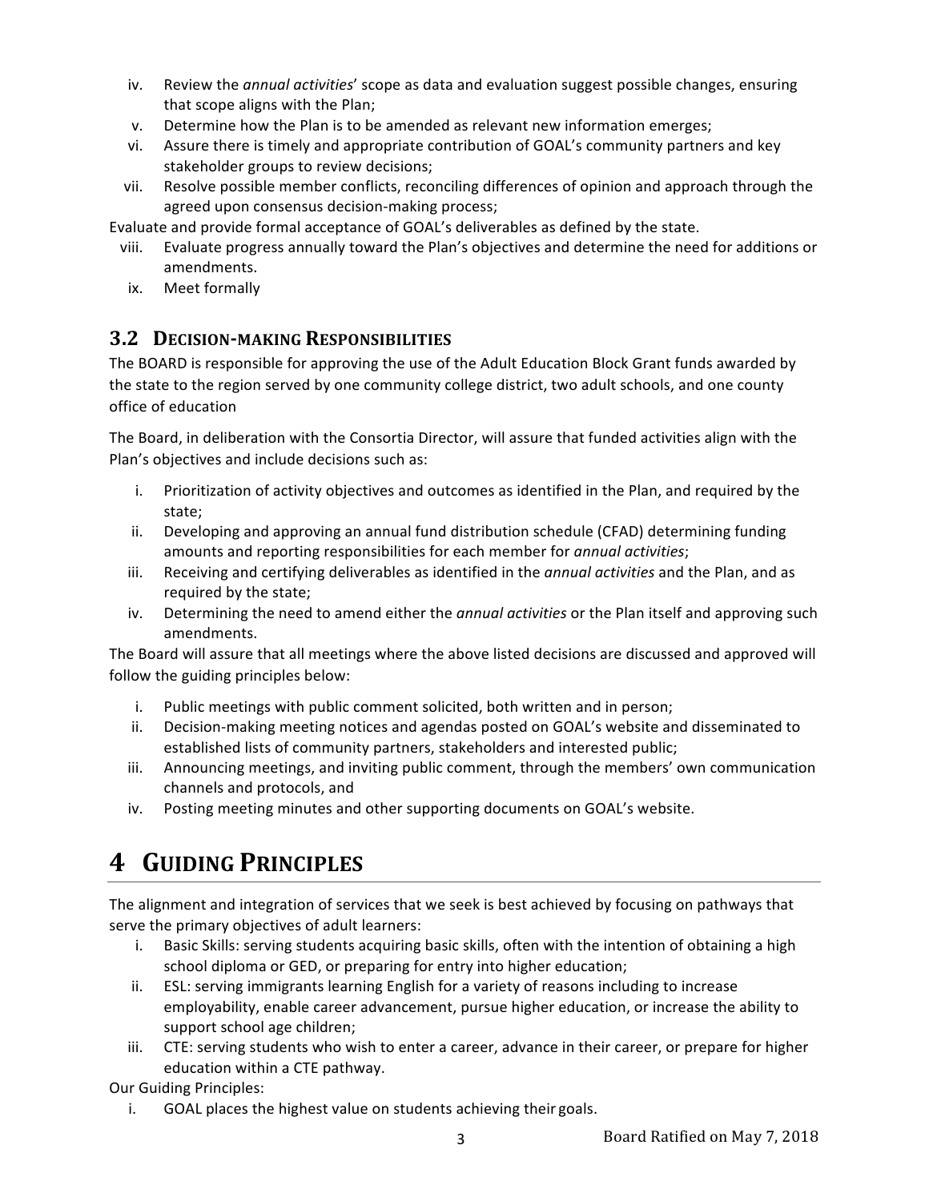iv. Review the *annual activities*' scope as data and evaluation suggest possible changes, ensuring that scope aligns with the Plan;
v. Determine how the Plan is to be amended as relevant new information emerges;
vi. Assure there is timely and appropriate contribution of GOAL's community partners and key stakeholder groups to review decisions;
vii. Resolve possible member conflicts, reconciling differences of opinion and approach through the agreed upon consensus decision-making process;

Evaluate and provide formal acceptance of GOAL's deliverables as defined by the state.

viii. Evaluate progress annually toward the Plan's objectives and determine the need for additions or amendments.
ix. Meet formally

## 3.2 Decision-making Responsibilities

The BOARD is responsible for approving the use of the Adult Education Block Grant funds awarded by the state to the region served by one community college district, two adult schools, and one county office of education

The Board, in deliberation with the Consortia Director, will assure that funded activities align with the Plan's objectives and include decisions such as:

i. Prioritization of activity objectives and outcomes as identified in the Plan, and required by the state;
ii. Developing and approving an annual fund distribution schedule (CFAD) determining funding amounts and reporting responsibilities for each member for *annual activities*;
iii. Receiving and certifying deliverables as identified in the *annual activities* and the Plan, and as required by the state;
iv. Determining the need to amend either the *annual activities* or the Plan itself and approving such amendments.

The Board will assure that all meetings where the above listed decisions are discussed and approved will follow the guiding principles below:

i. Public meetings with public comment solicited, both written and in person;
ii. Decision-making meeting notices and agendas posted on GOAL's website and disseminated to established lists of community partners, stakeholders and interested public;
iii. Announcing meetings, and inviting public comment, through the members' own communication channels and protocols, and
iv. Posting meeting minutes and other supporting documents on GOAL's website.

# 4 Guiding Principles

The alignment and integration of services that we seek is best achieved by focusing on pathways that serve the primary objectives of adult learners:

i. Basic Skills: serving students acquiring basic skills, often with the intention of obtaining a high school diploma or GED, or preparing for entry into higher education;
ii. ESL: serving immigrants learning English for a variety of reasons including to increase employability, enable career advancement, pursue higher education, or increase the ability to support school age children;
iii. CTE: serving students who wish to enter a career, advance in their career, or prepare for higher education within a CTE pathway.

Our Guiding Principles:

i. GOAL places the highest value on students achieving their goals.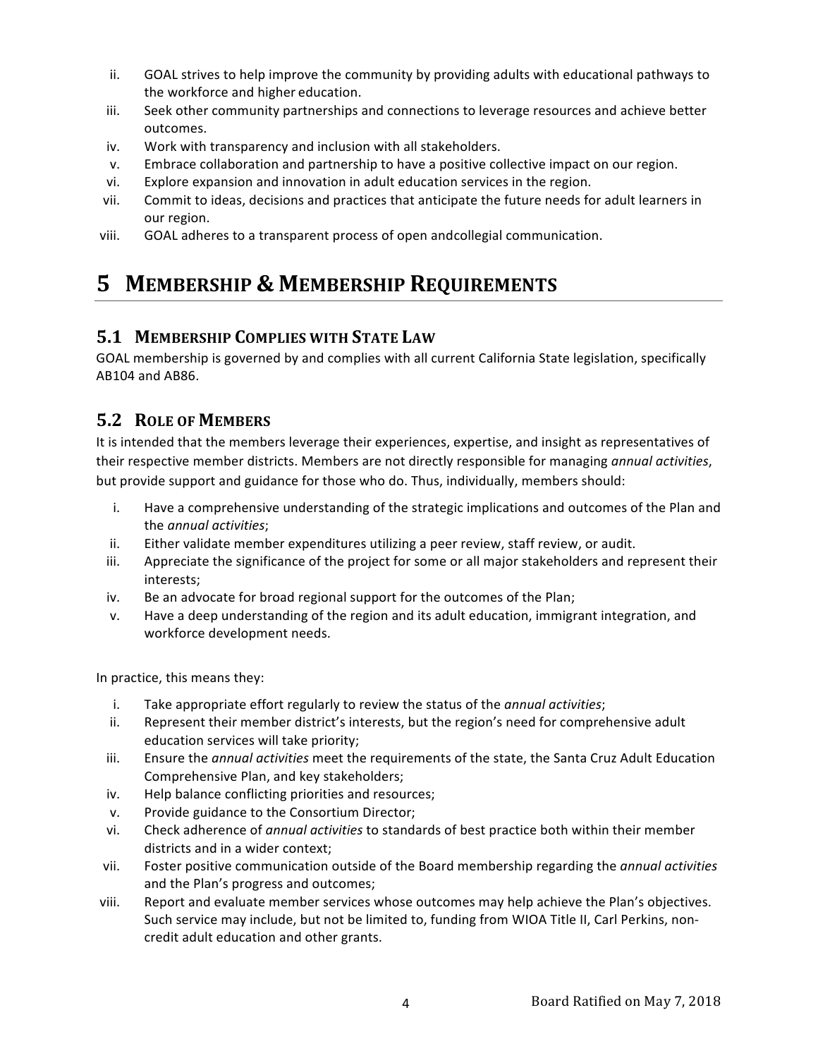ii. GOAL strives to help improve the community by providing adults with educational pathways to the workforce and higher education.
iii. Seek other community partnerships and connections to leverage resources and achieve better outcomes.
iv. Work with transparency and inclusion with all stakeholders.
v. Embrace collaboration and partnership to have a positive collective impact on our region.
vi. Explore expansion and innovation in adult education services in the region.
vii. Commit to ideas, decisions and practices that anticipate the future needs for adult learners in our region.
viii. GOAL adheres to a transparent process of open andcollegial communication.

# 5 MEMBERSHIP & MEMBERSHIP REQUIREMENTS

## 5.1 MEMBERSHIP COMPLIES WITH STATE LAW

GOAL membership is governed by and complies with all current California State legislation, specifically AB104 and AB86.

## 5.2 ROLE OF MEMBERS

It is intended that the members leverage their experiences, expertise, and insight as representatives of their respective member districts. Members are not directly responsible for managing *annual activities*, but provide support and guidance for those who do. Thus, individually, members should:

i. Have a comprehensive understanding of the strategic implications and outcomes of the Plan and the *annual activities*;
ii. Either validate member expenditures utilizing a peer review, staff review, or audit.
iii. Appreciate the significance of the project for some or all major stakeholders and represent their interests;
iv. Be an advocate for broad regional support for the outcomes of the Plan;
v. Have a deep understanding of the region and its adult education, immigrant integration, and workforce development needs.

In practice, this means they:

i. Take appropriate effort regularly to review the status of the *annual activities*;
ii. Represent their member district's interests, but the region's need for comprehensive adult education services will take priority;
iii. Ensure the *annual activities* meet the requirements of the state, the Santa Cruz Adult Education Comprehensive Plan, and key stakeholders;
iv. Help balance conflicting priorities and resources;
v. Provide guidance to the Consortium Director;
vi. Check adherence of *annual activities* to standards of best practice both within their member districts and in a wider context;
vii. Foster positive communication outside of the Board membership regarding the *annual activities* and the Plan's progress and outcomes;
viii. Report and evaluate member services whose outcomes may help achieve the Plan's objectives. Such service may include, but not be limited to, funding from WIOA Title II, Carl Perkins, non-credit adult education and other grants.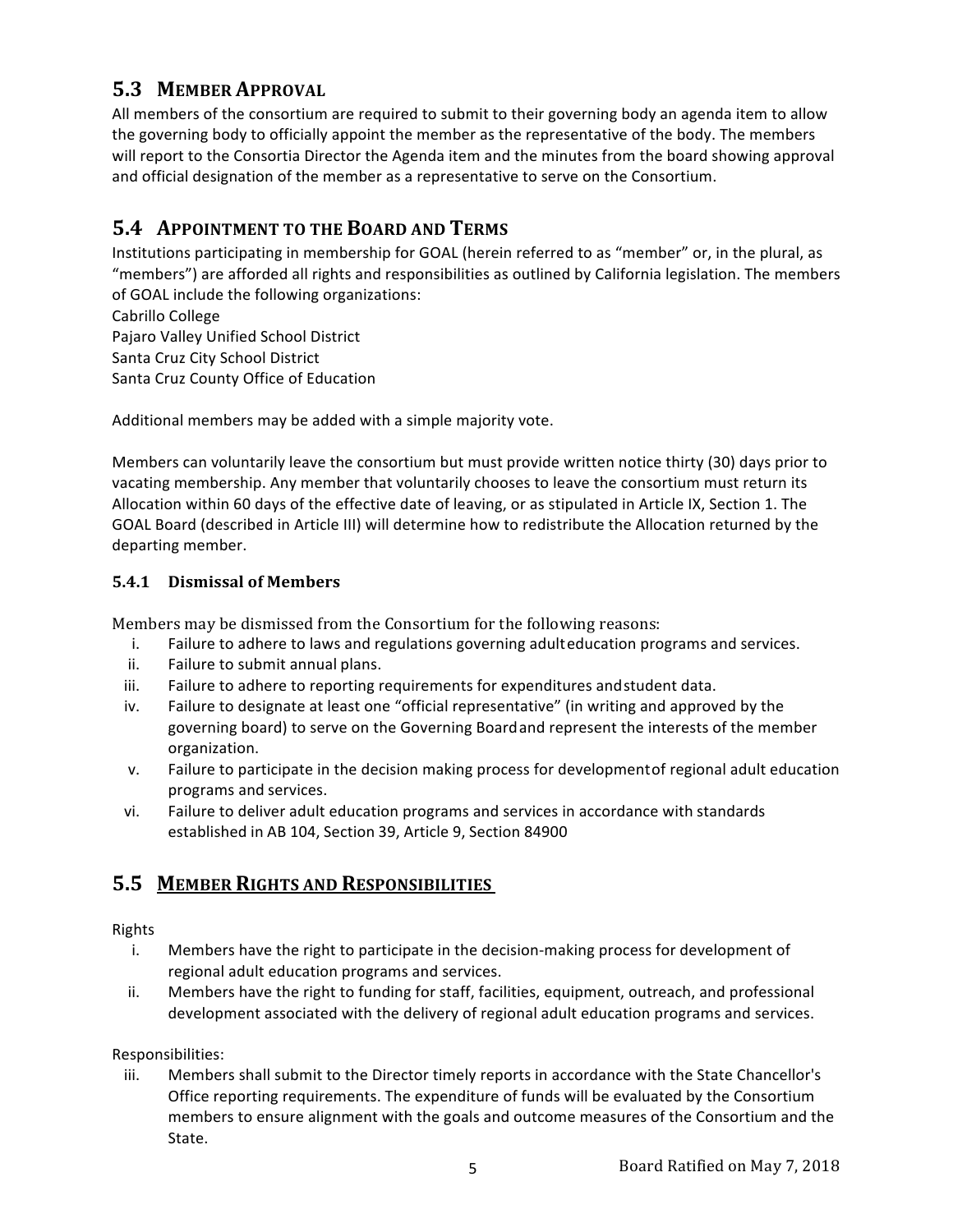## 5.3 MEMBER APPROVAL

All members of the consortium are required to submit to their governing body an agenda item to allow the governing body to officially appoint the member as the representative of the body. The members will report to the Consortia Director the Agenda item and the minutes from the board showing approval and official designation of the member as a representative to serve on the Consortium.

## 5.4 APPOINTMENT TO THE BOARD AND TERMS

Institutions participating in membership for GOAL (herein referred to as "member" or, in the plural, as "members") are afforded all rights and responsibilities as outlined by California legislation. The members of GOAL include the following organizations:
Cabrillo College
Pajaro Valley Unified School District
Santa Cruz City School District
Santa Cruz County Office of Education

Additional members may be added with a simple majority vote.

Members can voluntarily leave the consortium but must provide written notice thirty (30) days prior to vacating membership. Any member that voluntarily chooses to leave the consortium must return its Allocation within 60 days of the effective date of leaving, or as stipulated in Article IX, Section 1. The GOAL Board (described in Article III) will determine how to redistribute the Allocation returned by the departing member.

### 5.4.1 Dismissal of Members

Members may be dismissed from the Consortium for the following reasons:

i. Failure to adhere to laws and regulations governing adult education programs and services.
ii. Failure to submit annual plans.
iii. Failure to adhere to reporting requirements for expenditures and student data.
iv. Failure to designate at least one "official representative" (in writing and approved by the governing board) to serve on the Governing Board and represent the interests of the member organization.
v. Failure to participate in the decision making process for development of regional adult education programs and services.
vi. Failure to deliver adult education programs and services in accordance with standards established in AB 104, Section 39, Article 9, Section 84900

## 5.5 MEMBER RIGHTS AND RESPONSIBILITIES

Rights

i. Members have the right to participate in the decision-making process for development of regional adult education programs and services.
ii. Members have the right to funding for staff, facilities, equipment, outreach, and professional development associated with the delivery of regional adult education programs and services.

Responsibilities:

iii. Members shall submit to the Director timely reports in accordance with the State Chancellor's Office reporting requirements. The expenditure of funds will be evaluated by the Consortium members to ensure alignment with the goals and outcome measures of the Consortium and the State.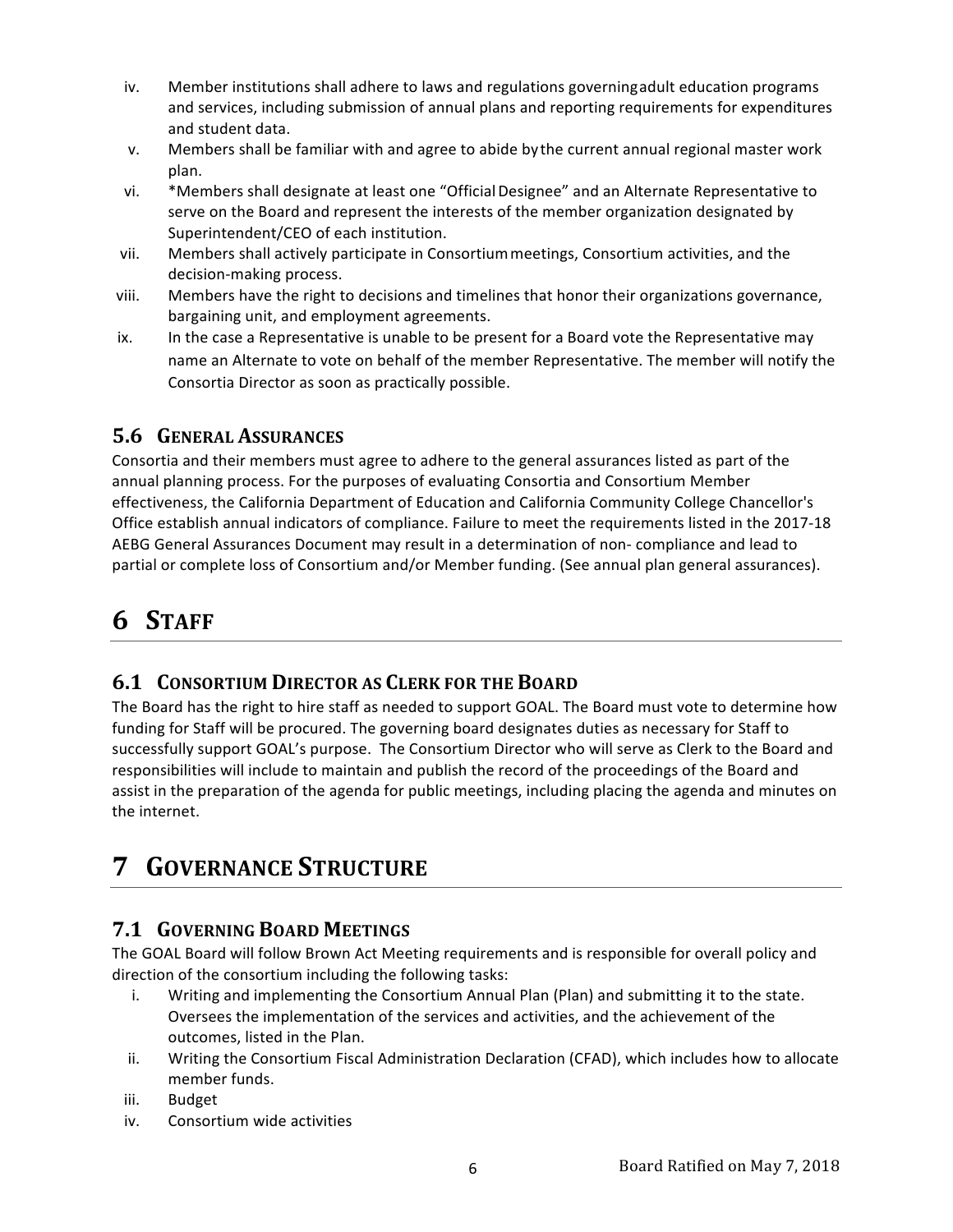iv. Member institutions shall adhere to laws and regulations governing adult education programs and services, including submission of annual plans and reporting requirements for expenditures and student data.

v. Members shall be familiar with and agree to abide by the current annual regional master work plan.

vi. *Members shall designate at least one "Official Designee" and an Alternate Representative to serve on the Board and represent the interests of the member organization designated by Superintendent/CEO of each institution.

vii. Members shall actively participate in Consortium meetings, Consortium activities, and the decision-making process.

viii. Members have the right to decisions and timelines that honor their organizations governance, bargaining unit, and employment agreements.

ix. In the case a Representative is unable to be present for a Board vote the Representative may name an Alternate to vote on behalf of the member Representative. The member will notify the Consortia Director as soon as practically possible.

## 5.6 General Assurances

Consortia and their members must agree to adhere to the general assurances listed as part of the annual planning process. For the purposes of evaluating Consortia and Consortium Member effectiveness, the California Department of Education and California Community College Chancellor's Office establish annual indicators of compliance. Failure to meet the requirements listed in the 2017-18 AEBG General Assurances Document may result in a determination of non- compliance and lead to partial or complete loss of Consortium and/or Member funding. (See annual plan general assurances).

# 6 Staff

## 6.1 Consortium Director as Clerk for the Board

The Board has the right to hire staff as needed to support GOAL. The Board must vote to determine how funding for Staff will be procured. The governing board designates duties as necessary for Staff to successfully support GOAL's purpose. The Consortium Director who will serve as Clerk to the Board and responsibilities will include to maintain and publish the record of the proceedings of the Board and assist in the preparation of the agenda for public meetings, including placing the agenda and minutes on the internet.

# 7 Governance Structure

## 7.1 Governing Board Meetings

The GOAL Board will follow Brown Act Meeting requirements and is responsible for overall policy and direction of the consortium including the following tasks:

i. Writing and implementing the Consortium Annual Plan (Plan) and submitting it to the state. Oversees the implementation of the services and activities, and the achievement of the outcomes, listed in the Plan.

ii. Writing the Consortium Fiscal Administration Declaration (CFAD), which includes how to allocate member funds.

iii. Budget

iv. Consortium wide activities

Board Ratified on May 7, 2018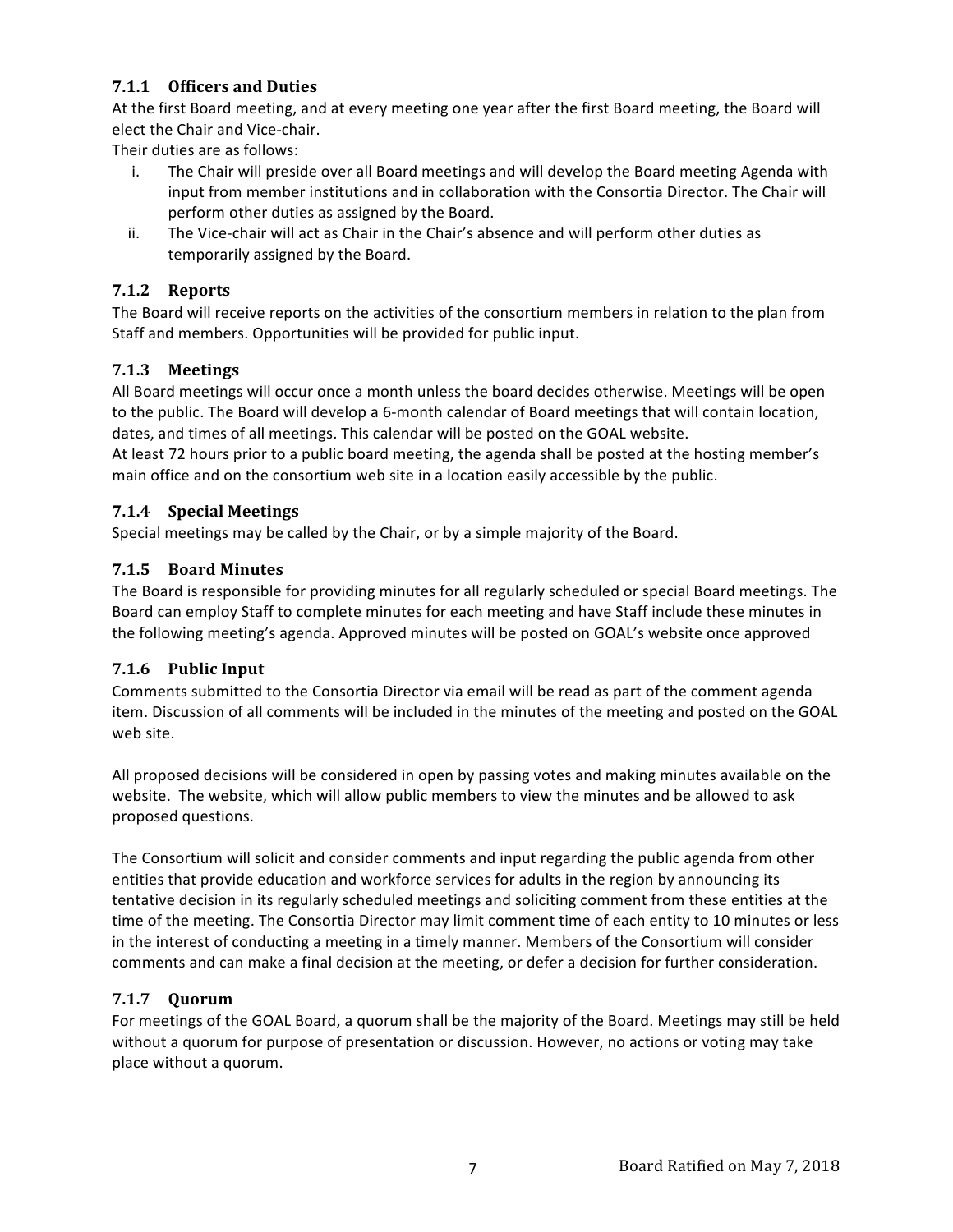### 7.1.1 Officers and Duties

At the first Board meeting, and at every meeting one year after the first Board meeting, the Board will elect the Chair and Vice-chair.

Their duties are as follows:

i. The Chair will preside over all Board meetings and will develop the Board meeting Agenda with input from member institutions and in collaboration with the Consortia Director. The Chair will perform other duties as assigned by the Board.
ii. The Vice-chair will act as Chair in the Chair's absence and will perform other duties as temporarily assigned by the Board.

### 7.1.2 Reports

The Board will receive reports on the activities of the consortium members in relation to the plan from Staff and members. Opportunities will be provided for public input.

### 7.1.3 Meetings

All Board meetings will occur once a month unless the board decides otherwise. Meetings will be open to the public. The Board will develop a 6-month calendar of Board meetings that will contain location, dates, and times of all meetings. This calendar will be posted on the GOAL website.

At least 72 hours prior to a public board meeting, the agenda shall be posted at the hosting member's main office and on the consortium web site in a location easily accessible by the public.

### 7.1.4 Special Meetings

Special meetings may be called by the Chair, or by a simple majority of the Board.

### 7.1.5 Board Minutes

The Board is responsible for providing minutes for all regularly scheduled or special Board meetings. The Board can employ Staff to complete minutes for each meeting and have Staff include these minutes in the following meeting's agenda. Approved minutes will be posted on GOAL's website once approved

### 7.1.6 Public Input

Comments submitted to the Consortia Director via email will be read as part of the comment agenda item. Discussion of all comments will be included in the minutes of the meeting and posted on the GOAL web site.

All proposed decisions will be considered in open by passing votes and making minutes available on the website. The website, which will allow public members to view the minutes and be allowed to ask proposed questions.

The Consortium will solicit and consider comments and input regarding the public agenda from other entities that provide education and workforce services for adults in the region by announcing its tentative decision in its regularly scheduled meetings and soliciting comment from these entities at the time of the meeting. The Consortia Director may limit comment time of each entity to 10 minutes or less in the interest of conducting a meeting in a timely manner. Members of the Consortium will consider comments and can make a final decision at the meeting, or defer a decision for further consideration.

### 7.1.7 Quorum

For meetings of the GOAL Board, a quorum shall be the majority of the Board. Meetings may still be held without a quorum for purpose of presentation or discussion. However, no actions or voting may take place without a quorum.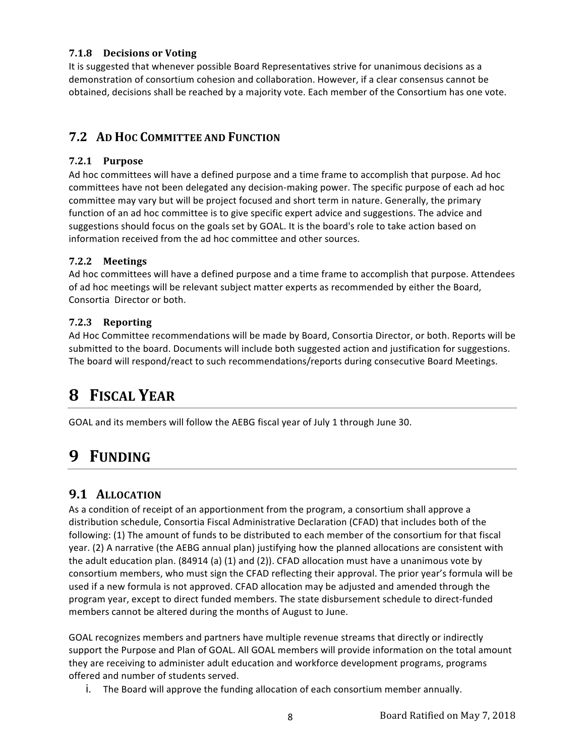#### 7.1.8 Decisions or Voting

It is suggested that whenever possible Board Representatives strive for unanimous decisions as a demonstration of consortium cohesion and collaboration. However, if a clear consensus cannot be obtained, decisions shall be reached by a majority vote. Each member of the Consortium has one vote.

## 7.2 Ad Hoc Committee and Function

#### 7.2.1 Purpose

Ad hoc committees will have a defined purpose and a time frame to accomplish that purpose. Ad hoc committees have not been delegated any decision-making power. The specific purpose of each ad hoc committee may vary but will be project focused and short term in nature. Generally, the primary function of an ad hoc committee is to give specific expert advice and suggestions. The advice and suggestions should focus on the goals set by GOAL. It is the board's role to take action based on information received from the ad hoc committee and other sources.

#### 7.2.2 Meetings

Ad hoc committees will have a defined purpose and a time frame to accomplish that purpose. Attendees of ad hoc meetings will be relevant subject matter experts as recommended by either the Board, Consortia Director or both.

#### 7.2.3 Reporting

Ad Hoc Committee recommendations will be made by Board, Consortia Director, or both. Reports will be submitted to the board. Documents will include both suggested action and justification for suggestions. The board will respond/react to such recommendations/reports during consecutive Board Meetings.

# 8 Fiscal Year

GOAL and its members will follow the AEBG fiscal year of July 1 through June 30.

# 9 Funding

## 9.1 Allocation

As a condition of receipt of an apportionment from the program, a consortium shall approve a distribution schedule, Consortia Fiscal Administrative Declaration (CFAD) that includes both of the following: (1) The amount of funds to be distributed to each member of the consortium for that fiscal year. (2) A narrative (the AEBG annual plan) justifying how the planned allocations are consistent with the adult education plan. (84914 (a) (1) and (2)). CFAD allocation must have a unanimous vote by consortium members, who must sign the CFAD reflecting their approval. The prior year's formula will be used if a new formula is not approved. CFAD allocation may be adjusted and amended through the program year, except to direct funded members. The state disbursement schedule to direct-funded members cannot be altered during the months of August to June.

GOAL recognizes members and partners have multiple revenue streams that directly or indirectly support the Purpose and Plan of GOAL. All GOAL members will provide information on the total amount they are receiving to administer adult education and workforce development programs, programs offered and number of students served.

i. The Board will approve the funding allocation of each consortium member annually.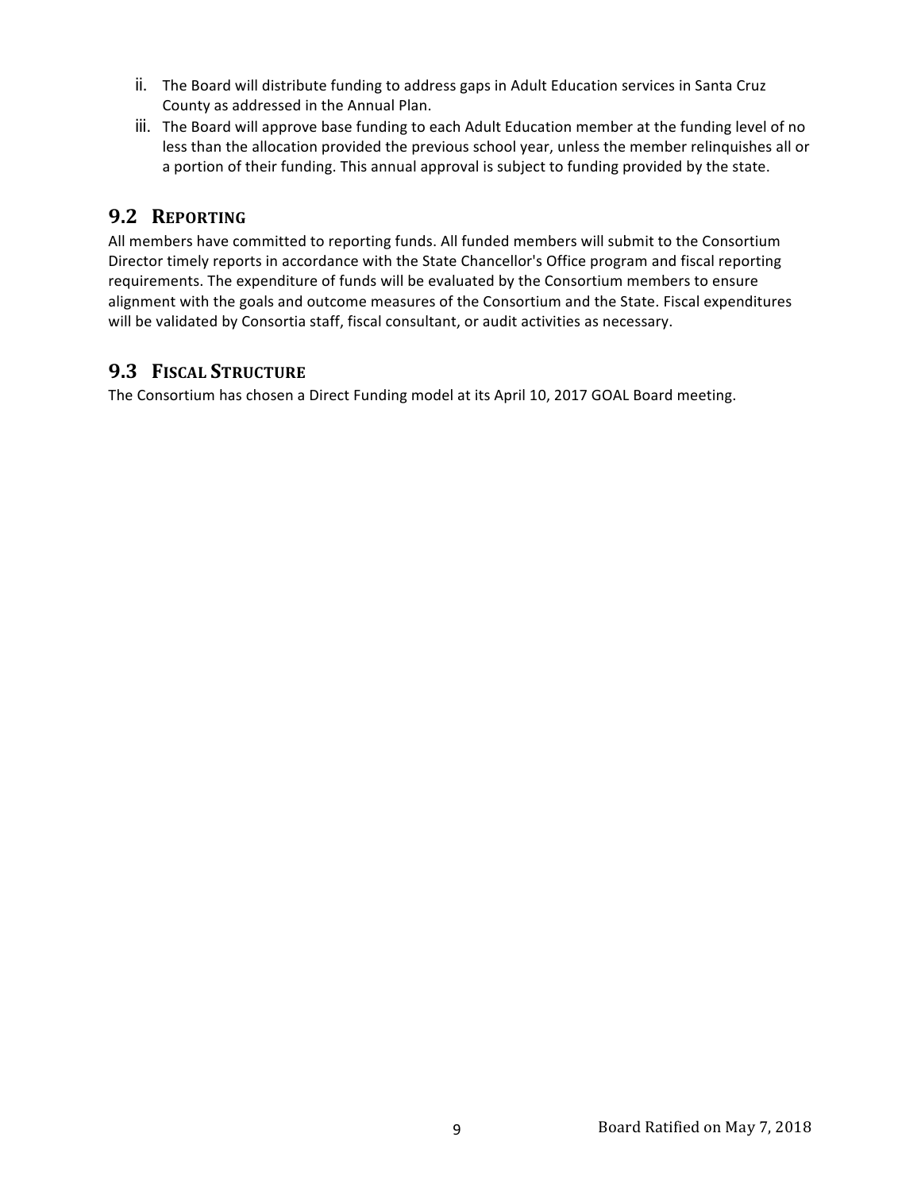ii. The Board will distribute funding to address gaps in Adult Education services in Santa Cruz County as addressed in the Annual Plan.

iii. The Board will approve base funding to each Adult Education member at the funding level of no less than the allocation provided the previous school year, unless the member relinquishes all or a portion of their funding. This annual approval is subject to funding provided by the state.

## 9.2 Reporting

All members have committed to reporting funds. All funded members will submit to the Consortium Director timely reports in accordance with the State Chancellor's Office program and fiscal reporting requirements. The expenditure of funds will be evaluated by the Consortium members to ensure alignment with the goals and outcome measures of the Consortium and the State. Fiscal expenditures will be validated by Consortia staff, fiscal consultant, or audit activities as necessary.

## 9.3 Fiscal Structure

The Consortium has chosen a Direct Funding model at its April 10, 2017 GOAL Board meeting.